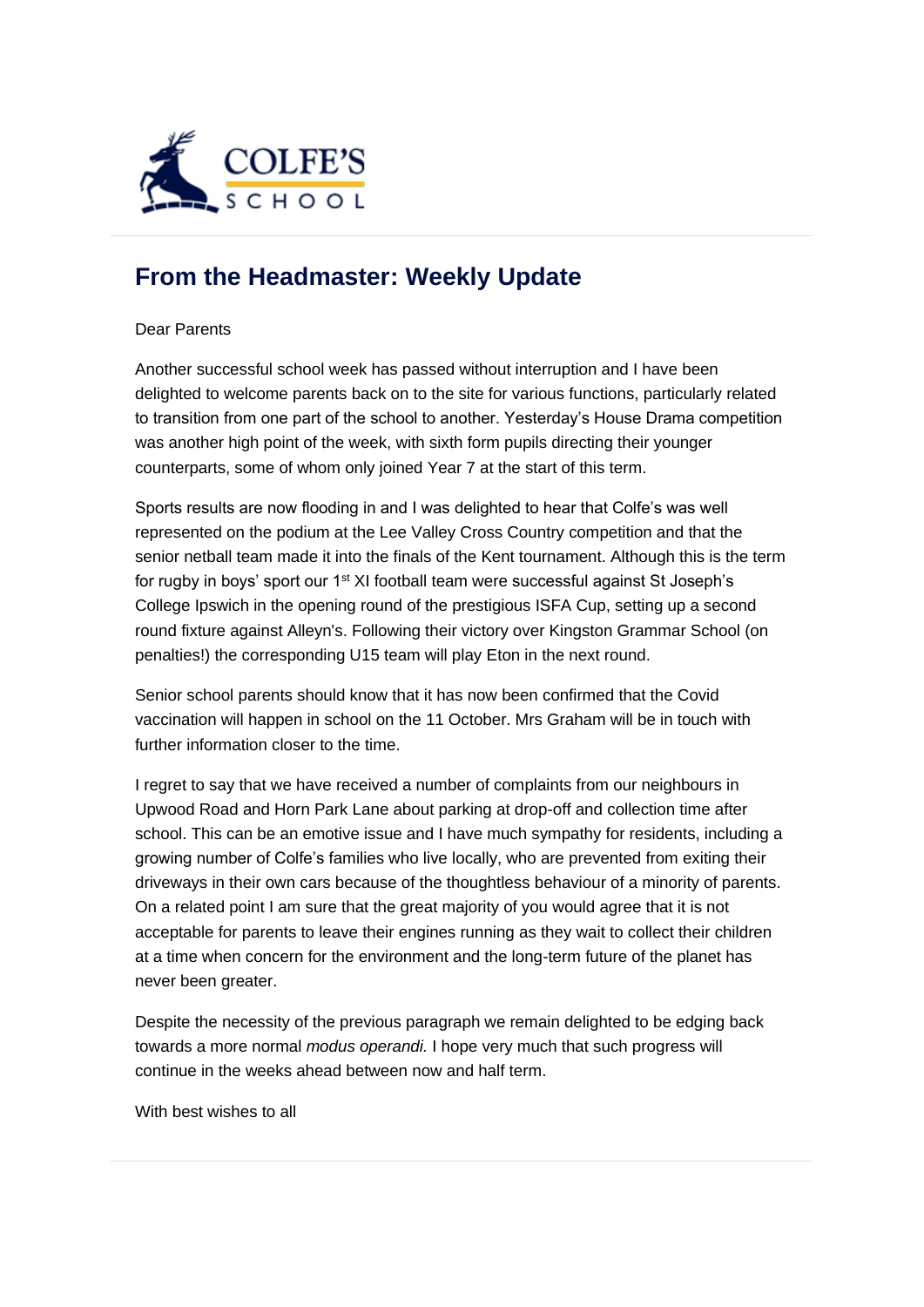COLFE'S SCHOOL

## From the Headmaster: Weekly Update

Dear Parents

Another successful school week has passed without interruption and I have been delighted to welcome parents back on to the site for various functions, particularly related to transition from one part of the school to another. Yesterday's House Drama competition was another high point of the week, with sixth form pupils directing their younger counterparts, some of whom only joined Year 7 at the start of this term.

Sports results are now flooding in and I was delighted to hear that Colfe's was well represented on the podium at the Lee Valley Cross Country competition and that the senior netball team made it into the finals of the Kent tournament. Although this is the term for rugby in boys' sport our 1st XI football team were successful against St Joseph's College Ipswich in the opening round of the prestigious ISFA Cup, setting up a second round fixture against Alleyn's. Following their victory over Kingston Grammar School (on penalties!) the corresponding U15 team will play Eton in the next round.

Senior school parents should know that it has now been confirmed that the Covid vaccination will happen in school on the 11 October. Mrs Graham will be in touch with further information closer to the time.

I regret to say that we have received a number of complaints from our neighbours in Upwood Road and Horn Park Lane about parking at drop-off and collection time after school. This can be an emotive issue and I have much sympathy for residents, including a growing number of Colfe's families who live locally, who are prevented from exiting their driveways in their own cars because of the thoughtless behaviour of a minority of parents. On a related point I am sure that the great majority of you would agree that it is not acceptable for parents to leave their engines running as they wait to collect their children at a time when concern for the environment and the long-term future of the planet has never been greater.

Despite the necessity of the previous paragraph we remain delighted to be edging back towards a more normal *modus operandi.* I hope very much that such progress will continue in the weeks ahead between now and half term.

With best wishes to all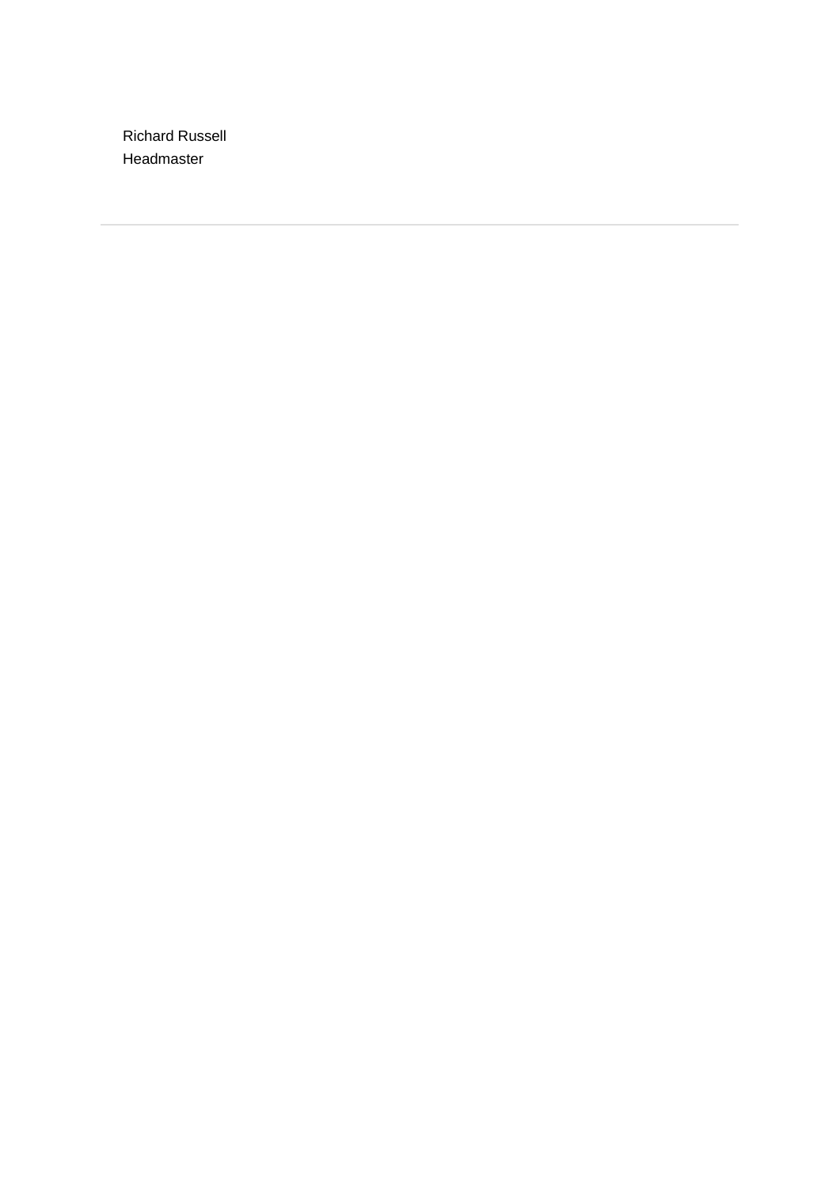Richard Russell
Headmaster

---